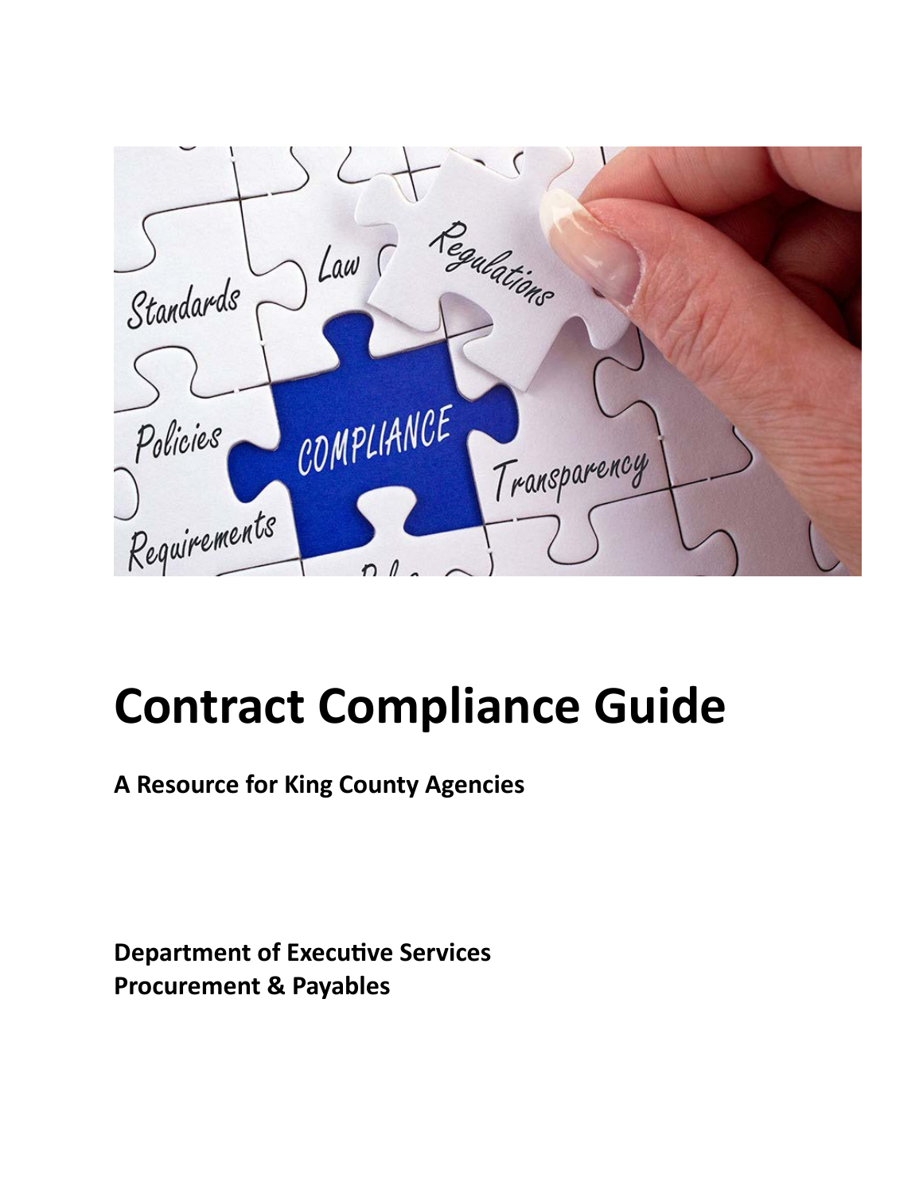# Contract Compliance Guide

**A Resource for King County Agencies**

**Department of Executive Services**
**Procurement & Payables**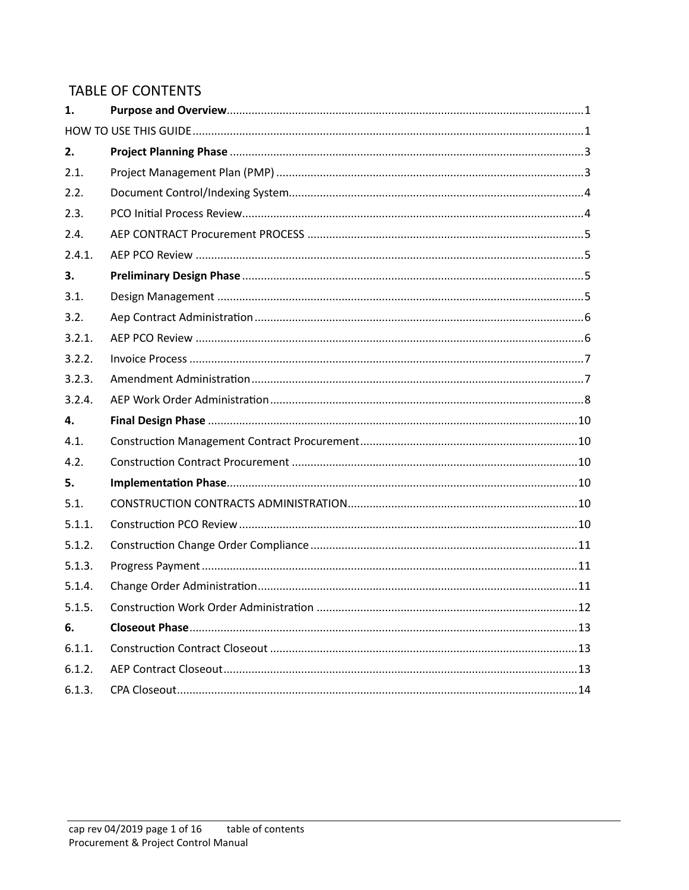# TABLE OF CONTENTS

| | | |
|---|---|---|
| **1.** | **Purpose and Overview** | 1 |
| HOW TO USE THIS GUIDE | | 1 |
| **2.** | **Project Planning Phase** | 3 |
| 2.1. | Project Management Plan (PMP) | 3 |
| 2.2. | Document Control/Indexing System | 4 |
| 2.3. | PCO Initial Process Review | 4 |
| 2.4. | AEP CONTRACT Procurement PROCESS | 5 |
| 2.4.1. | AEP PCO Review | 5 |
| **3.** | **Preliminary Design Phase** | 5 |
| 3.1. | Design Management | 5 |
| 3.2. | Aep Contract Administration | 6 |
| 3.2.1. | AEP PCO Review | 6 |
| 3.2.2. | Invoice Process | 7 |
| 3.2.3. | Amendment Administration | 7 |
| 3.2.4. | AEP Work Order Administration | 8 |
| **4.** | **Final Design Phase** | 10 |
| 4.1. | Construction Management Contract Procurement | 10 |
| 4.2. | Construction Contract Procurement | 10 |
| **5.** | **Implementation Phase** | 10 |
| 5.1. | CONSTRUCTION CONTRACTS ADMINISTRATION | 10 |
| 5.1.1. | Construction PCO Review | 10 |
| 5.1.2. | Construction Change Order Compliance | 11 |
| 5.1.3. | Progress Payment | 11 |
| 5.1.4. | Change Order Administration | 11 |
| 5.1.5. | Construction Work Order Administration | 12 |
| **6.** | **Closeout Phase** | 13 |
| 6.1.1. | Construction Contract Closeout | 13 |
| 6.1.2. | AEP Contract Closeout | 13 |
| 6.1.3. | CPA Closeout | 14 |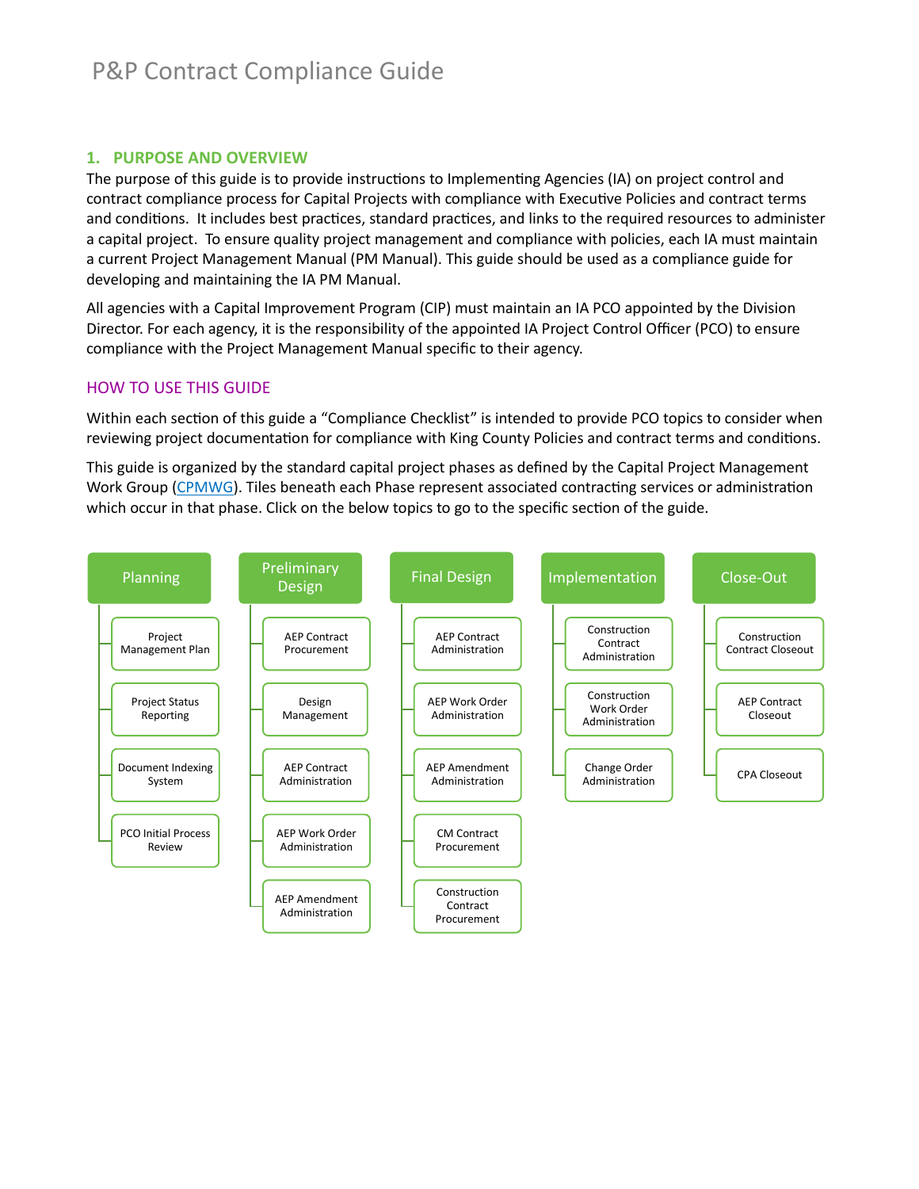P&P Contract Compliance Guide

## 1. PURPOSE AND OVERVIEW

The purpose of this guide is to provide instructions to Implementing Agencies (IA) on project control and contract compliance process for Capital Projects with compliance with Executive Policies and contract terms and conditions. It includes best practices, standard practices, and links to the required resources to administer a capital project. To ensure quality project management and compliance with policies, each IA must maintain a current Project Management Manual (PM Manual). This guide should be used as a compliance guide for developing and maintaining the IA PM Manual.

All agencies with a Capital Improvement Program (CIP) must maintain an IA PCO appointed by the Division Director. For each agency, it is the responsibility of the appointed IA Project Control Officer (PCO) to ensure compliance with the Project Management Manual specific to their agency.

### HOW TO USE THIS GUIDE

Within each section of this guide a "Compliance Checklist" is intended to provide PCO topics to consider when reviewing project documentation for compliance with King County Policies and contract terms and conditions.

This guide is organized by the standard capital project phases as defined by the Capital Project Management Work Group (CPMWG). Tiles beneath each Phase represent associated contracting services or administration which occur in that phase. Click on the below topics to go to the specific section of the guide.

- **Planning**
  - Project Management Plan
  - Project Status Reporting
  - Document Indexing System
  - PCO Initial Process Review
- **Preliminary Design**
  - AEP Contract Procurement
  - Design Management
  - AEP Contract Administration
  - AEP Work Order Administration
  - AEP Amendment Administration
- **Final Design**
  - AEP Contract Administration
  - AEP Work Order Administration
  - AEP Amendment Administration
  - CM Contract Procurement
  - Construction Contract Procurement
- **Implementation**
  - Construction Contract Administration
  - Construction Work Order Administration
  - Change Order Administration
- **Close-Out**
  - Construction Contract Closeout
  - AEP Contract Closeout
  - CPA Closeout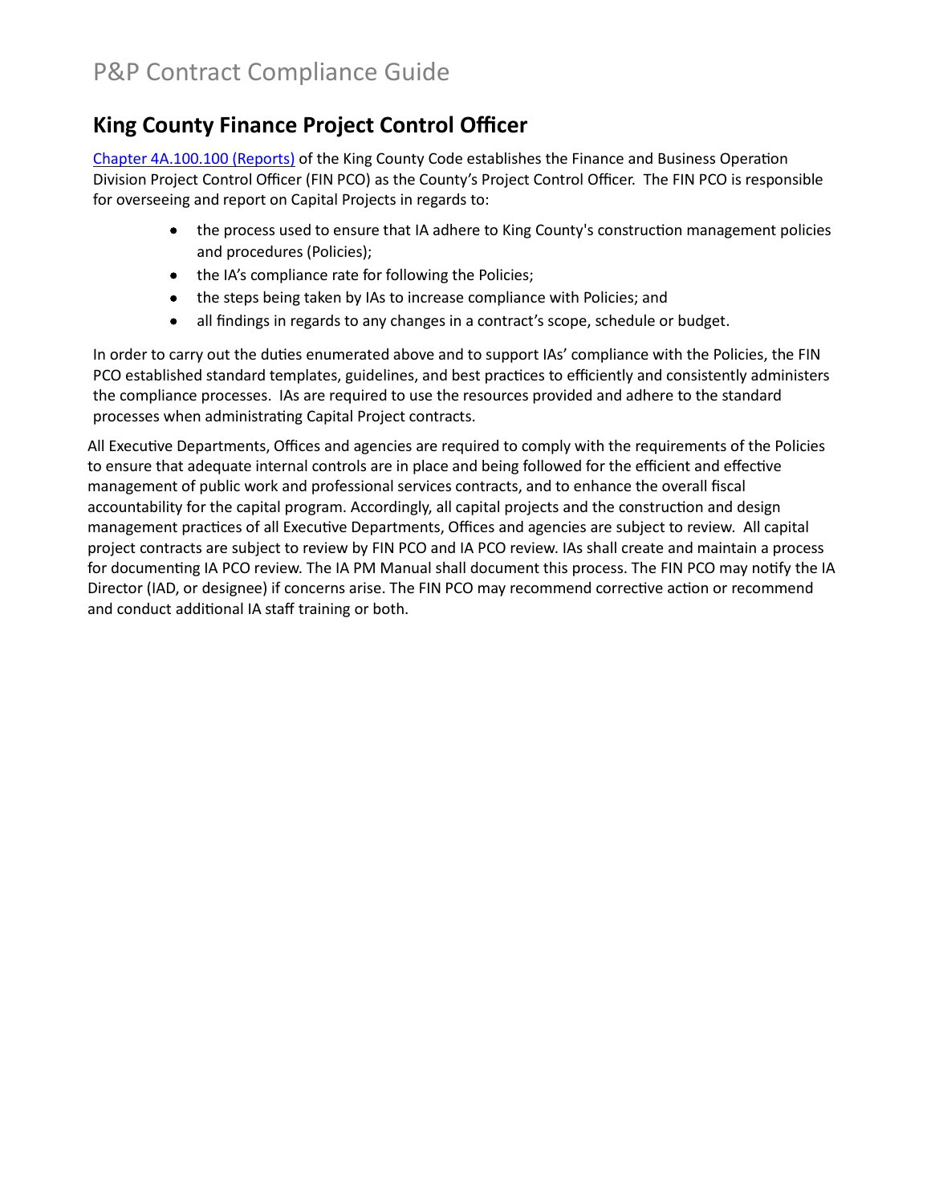## King County Finance Project Control Officer

[Chapter 4A.100.100 (Reports)](#) of the King County Code establishes the Finance and Business Operation Division Project Control Officer (FIN PCO) as the County's Project Control Officer. The FIN PCO is responsible for overseeing and report on Capital Projects in regards to:

- the process used to ensure that IA adhere to King County's construction management policies and procedures (Policies);
- the IA's compliance rate for following the Policies;
- the steps being taken by IAs to increase compliance with Policies; and
- all findings in regards to any changes in a contract's scope, schedule or budget.

In order to carry out the duties enumerated above and to support IAs' compliance with the Policies, the FIN PCO established standard templates, guidelines, and best practices to efficiently and consistently administers the compliance processes. IAs are required to use the resources provided and adhere to the standard processes when administrating Capital Project contracts.

All Executive Departments, Offices and agencies are required to comply with the requirements of the Policies to ensure that adequate internal controls are in place and being followed for the efficient and effective management of public work and professional services contracts, and to enhance the overall fiscal accountability for the capital program. Accordingly, all capital projects and the construction and design management practices of all Executive Departments, Offices and agencies are subject to review. All capital project contracts are subject to review by FIN PCO and IA PCO review. IAs shall create and maintain a process for documenting IA PCO review. The IA PM Manual shall document this process. The FIN PCO may notify the IA Director (IAD, or designee) if concerns arise. The FIN PCO may recommend corrective action or recommend and conduct additional IA staff training or both.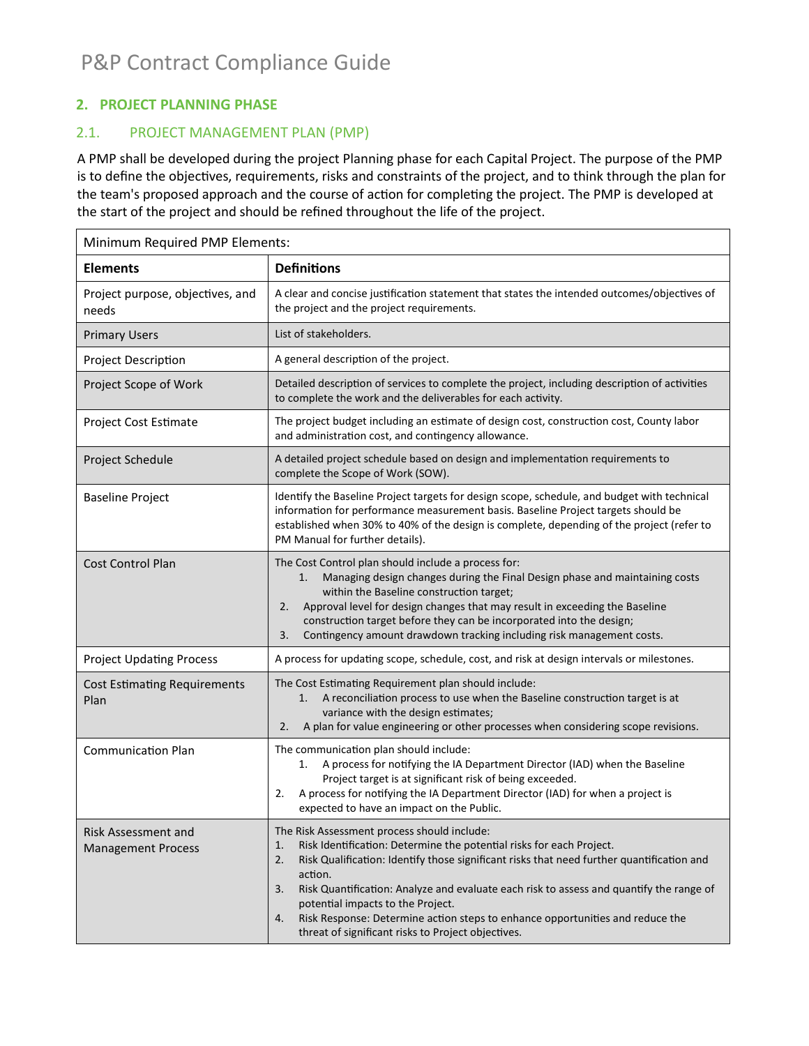## 2. PROJECT PLANNING PHASE

### 2.1. PROJECT MANAGEMENT PLAN (PMP)

A PMP shall be developed during the project Planning phase for each Capital Project. The purpose of the PMP is to define the objectives, requirements, risks and constraints of the project, and to think through the plan for the team's proposed approach and the course of action for completing the project. The PMP is developed at the start of the project and should be refined throughout the life of the project.

| Minimum Required PMP Elements: | |
|---|---|
| **Elements** | **Definitions** |
| Project purpose, objectives, and needs | A clear and concise justification statement that states the intended outcomes/objectives of the project and the project requirements. |
| Primary Users | List of stakeholders. |
| Project Description | A general description of the project. |
| Project Scope of Work | Detailed description of services to complete the project, including description of activities to complete the work and the deliverables for each activity. |
| Project Cost Estimate | The project budget including an estimate of design cost, construction cost, County labor and administration cost, and contingency allowance. |
| Project Schedule | A detailed project schedule based on design and implementation requirements to complete the Scope of Work (SOW). |
| Baseline Project | Identify the Baseline Project targets for design scope, schedule, and budget with technical information for performance measurement basis. Baseline Project targets should be established when 30% to 40% of the design is complete, depending of the project (refer to PM Manual for further details). |
| Cost Control Plan | The Cost Control plan should include a process for:<br>1. Managing design changes during the Final Design phase and maintaining costs within the Baseline construction target;<br>2. Approval level for design changes that may result in exceeding the Baseline construction target before they can be incorporated into the design;<br>3. Contingency amount drawdown tracking including risk management costs. |
| Project Updating Process | A process for updating scope, schedule, cost, and risk at design intervals or milestones. |
| Cost Estimating Requirements Plan | The Cost Estimating Requirement plan should include:<br>1. A reconciliation process to use when the Baseline construction target is at variance with the design estimates;<br>2. A plan for value engineering or other processes when considering scope revisions. |
| Communication Plan | The communication plan should include:<br>1. A process for notifying the IA Department Director (IAD) when the Baseline Project target is at significant risk of being exceeded.<br>2. A process for notifying the IA Department Director (IAD) for when a project is expected to have an impact on the Public. |
| Risk Assessment and Management Process | The Risk Assessment process should include:<br>1. Risk Identification: Determine the potential risks for each Project.<br>2. Risk Qualification: Identify those significant risks that need further quantification and action.<br>3. Risk Quantification: Analyze and evaluate each risk to assess and quantify the range of potential impacts to the Project.<br>4. Risk Response: Determine action steps to enhance opportunities and reduce the threat of significant risks to Project objectives. |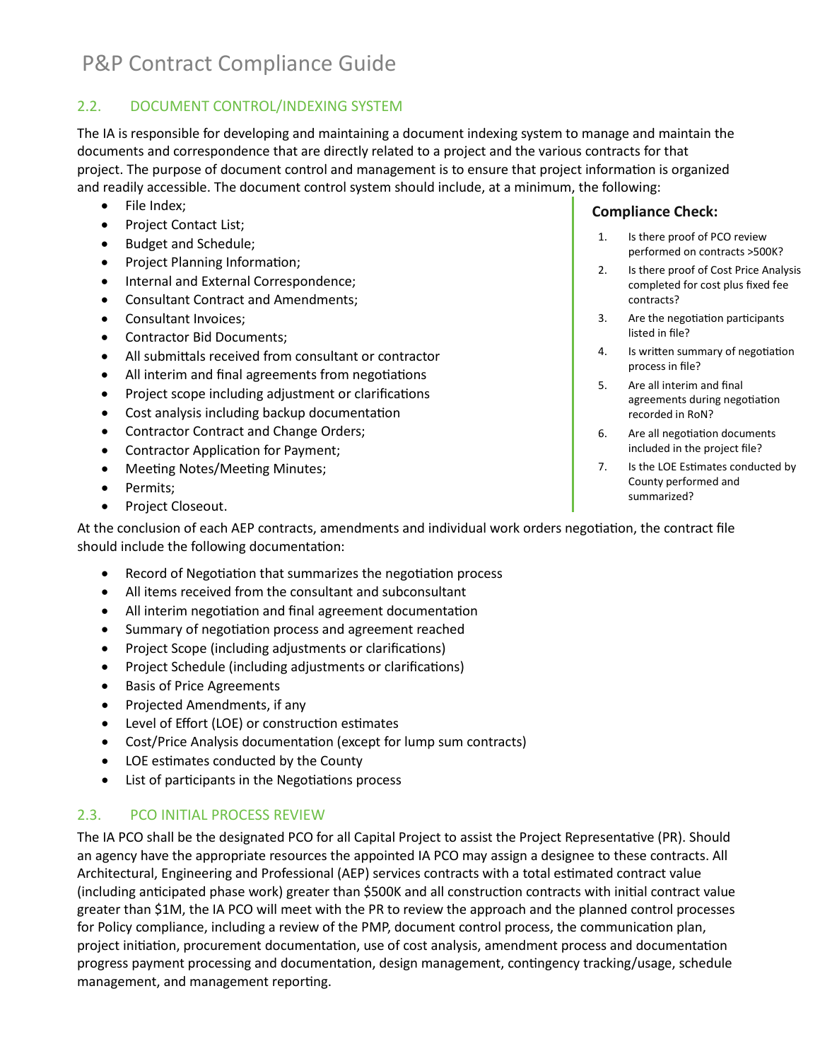## 2.2. DOCUMENT CONTROL/INDEXING SYSTEM

The IA is responsible for developing and maintaining a document indexing system to manage and maintain the documents and correspondence that are directly related to a project and the various contracts for that project. The purpose of document control and management is to ensure that project information is organized and readily accessible. The document control system should include, at a minimum, the following:

- File Index;
- Project Contact List;
- Budget and Schedule;
- Project Planning Information;
- Internal and External Correspondence;
- Consultant Contract and Amendments;
- Consultant Invoices;
- Contractor Bid Documents;
- All submittals received from consultant or contractor
- All interim and final agreements from negotiations
- Project scope including adjustment or clarifications
- Cost analysis including backup documentation
- Contractor Contract and Change Orders;
- Contractor Application for Payment;
- Meeting Notes/Meeting Minutes;
- Permits;
- Project Closeout.

**Compliance Check:**

1. Is there proof of PCO review performed on contracts >500K?
2. Is there proof of Cost Price Analysis completed for cost plus fixed fee contracts?
3. Are the negotiation participants listed in file?
4. Is written summary of negotiation process in file?
5. Are all interim and final agreements during negotiation recorded in RoN?
6. Are all negotiation documents included in the project file?
7. Is the LOE Estimates conducted by County performed and summarized?

At the conclusion of each AEP contracts, amendments and individual work orders negotiation, the contract file should include the following documentation:

- Record of Negotiation that summarizes the negotiation process
- All items received from the consultant and subconsultant
- All interim negotiation and final agreement documentation
- Summary of negotiation process and agreement reached
- Project Scope (including adjustments or clarifications)
- Project Schedule (including adjustments or clarifications)
- Basis of Price Agreements
- Projected Amendments, if any
- Level of Effort (LOE) or construction estimates
- Cost/Price Analysis documentation (except for lump sum contracts)
- LOE estimates conducted by the County
- List of participants in the Negotiations process

## 2.3. PCO INITIAL PROCESS REVIEW

The IA PCO shall be the designated PCO for all Capital Project to assist the Project Representative (PR). Should an agency have the appropriate resources the appointed IA PCO may assign a designee to these contracts. All Architectural, Engineering and Professional (AEP) services contracts with a total estimated contract value (including anticipated phase work) greater than $500K and all construction contracts with initial contract value greater than $1M, the IA PCO will meet with the PR to review the approach and the planned control processes for Policy compliance, including a review of the PMP, document control process, the communication plan, project initiation, procurement documentation, use of cost analysis, amendment process and documentation progress payment processing and documentation, design management, contingency tracking/usage, schedule management, and management reporting.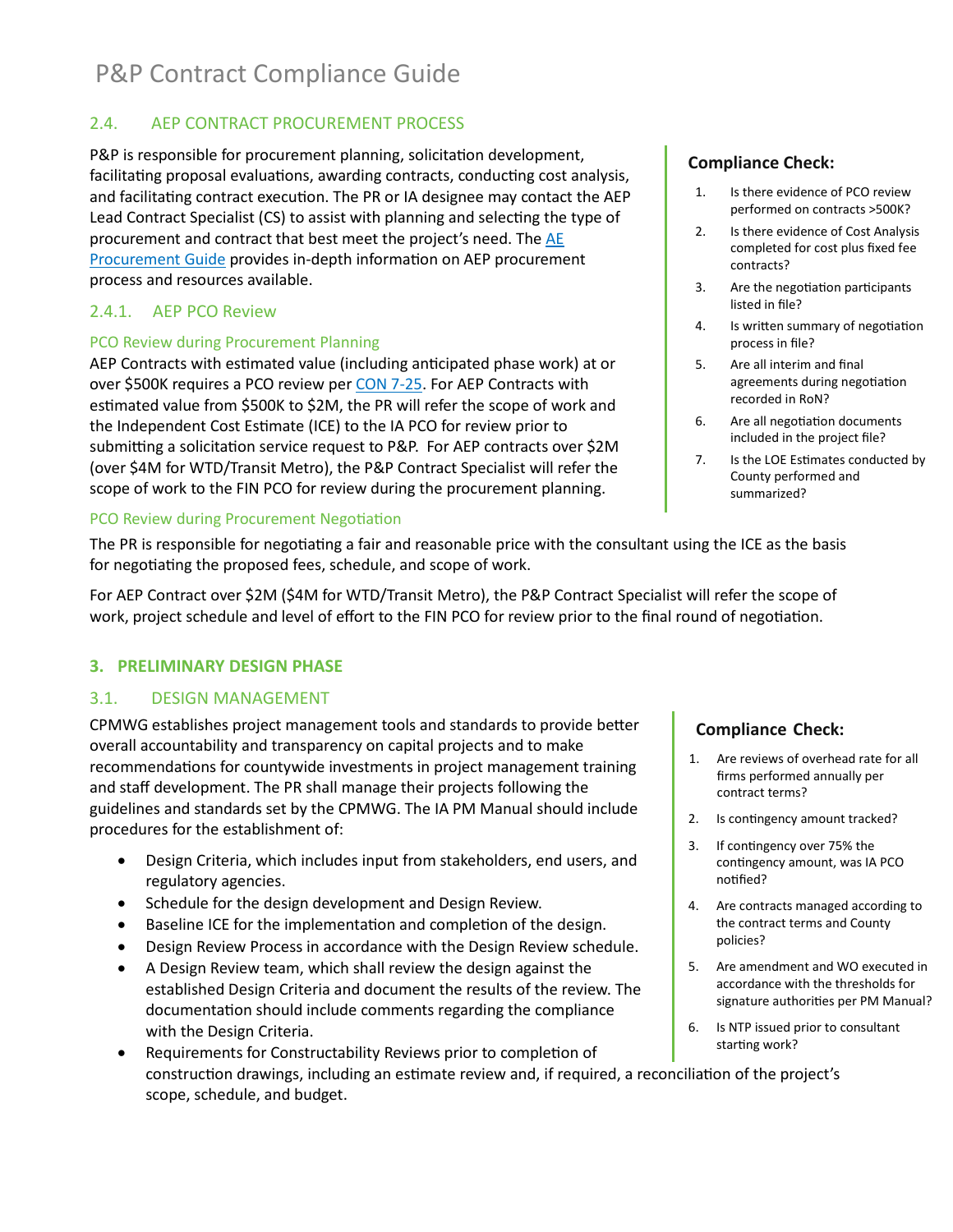## 2.4. AEP CONTRACT PROCUREMENT PROCESS

P&P is responsible for procurement planning, solicitation development, facilitating proposal evaluations, awarding contracts, conducting cost analysis, and facilitating contract execution. The PR or IA designee may contact the AEP Lead Contract Specialist (CS) to assist with planning and selecting the type of procurement and contract that best meet the project's need. The [AE Procurement Guide]() provides in-depth information on AEP procurement process and resources available.

### 2.4.1. AEP PCO Review

#### PCO Review during Procurement Planning

AEP Contracts with estimated value (including anticipated phase work) at or over $500K requires a PCO review per [CON 7-25](). For AEP Contracts with estimated value from $500K to $2M, the PR will refer the scope of work and the Independent Cost Estimate (ICE) to the IA PCO for review prior to submitting a solicitation service request to P&P. For AEP contracts over $2M (over $4M for WTD/Transit Metro), the P&P Contract Specialist will refer the scope of work to the FIN PCO for review during the procurement planning.

**Compliance Check:**

1. Is there evidence of PCO review performed on contracts >500K?
2. Is there evidence of Cost Analysis completed for cost plus fixed fee contracts?
3. Are the negotiation participants listed in file?
4. Is written summary of negotiation process in file?
5. Are all interim and final agreements during negotiation recorded in RoN?
6. Are all negotiation documents included in the project file?
7. Is the LOE Estimates conducted by County performed and summarized?

#### PCO Review during Procurement Negotiation

The PR is responsible for negotiating a fair and reasonable price with the consultant using the ICE as the basis for negotiating the proposed fees, schedule, and scope of work.

For AEP Contract over $2M ($4M for WTD/Transit Metro), the P&P Contract Specialist will refer the scope of work, project schedule and level of effort to the FIN PCO for review prior to the final round of negotiation.

# 3. PRELIMINARY DESIGN PHASE

## 3.1. DESIGN MANAGEMENT

CPMWG establishes project management tools and standards to provide better overall accountability and transparency on capital projects and to make recommendations for countywide investments in project management training and staff development. The PR shall manage their projects following the guidelines and standards set by the CPMWG. The IA PM Manual should include procedures for the establishment of:

- Design Criteria, which includes input from stakeholders, end users, and regulatory agencies.
- Schedule for the design development and Design Review.
- Baseline ICE for the implementation and completion of the design.
- Design Review Process in accordance with the Design Review schedule.
- A Design Review team, which shall review the design against the established Design Criteria and document the results of the review. The documentation should include comments regarding the compliance with the Design Criteria.
- Requirements for Constructability Reviews prior to completion of construction drawings, including an estimate review and, if required, a reconciliation of the project's scope, schedule, and budget.

**Compliance Check:**

1. Are reviews of overhead rate for all firms performed annually per contract terms?
2. Is contingency amount tracked?
3. If contingency over 75% the contingency amount, was IA PCO notified?
4. Are contracts managed according to the contract terms and County policies?
5. Are amendment and WO executed in accordance with the thresholds for signature authorities per PM Manual?
6. Is NTP issued prior to consultant starting work?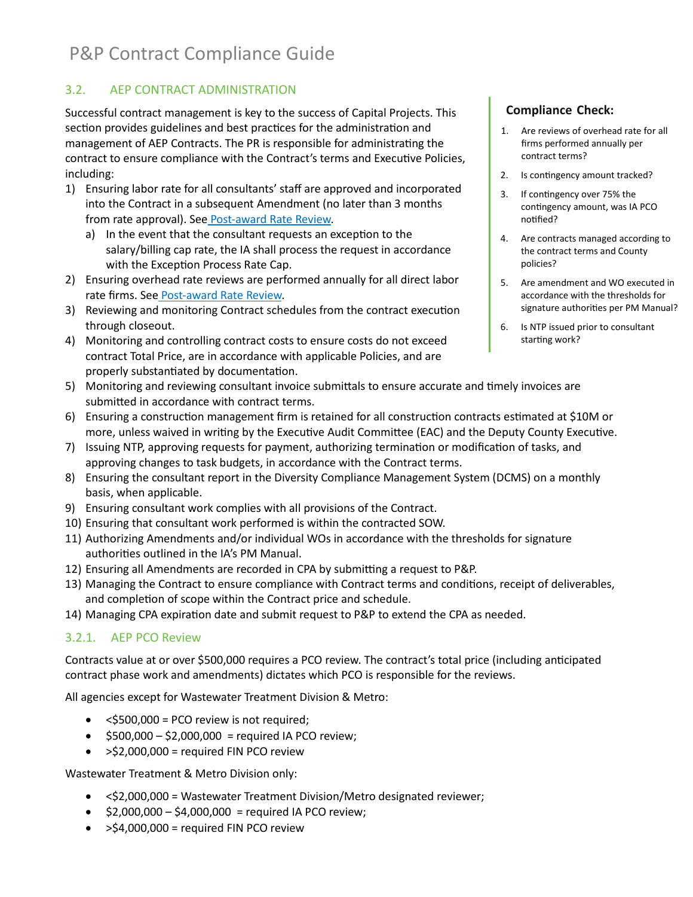## 3.2. AEP CONTRACT ADMINISTRATION

Successful contract management is key to the success of Capital Projects. This section provides guidelines and best practices for the administration and management of AEP Contracts. The PR is responsible for administrating the contract to ensure compliance with the Contract's terms and Executive Policies, including:

1) Ensuring labor rate for all consultants' staff are approved and incorporated into the Contract in a subsequent Amendment (no later than 3 months from rate approval). See Post-award Rate Review.
   a) In the event that the consultant requests an exception to the salary/billing cap rate, the IA shall process the request in accordance with the Exception Process Rate Cap.
2) Ensuring overhead rate reviews are performed annually for all direct labor rate firms. See Post-award Rate Review.
3) Reviewing and monitoring Contract schedules from the contract execution through closeout.
4) Monitoring and controlling contract costs to ensure costs do not exceed contract Total Price, are in accordance with applicable Policies, and are properly substantiated by documentation.
5) Monitoring and reviewing consultant invoice submittals to ensure accurate and timely invoices are submitted in accordance with contract terms.
6) Ensuring a construction management firm is retained for all construction contracts estimated at $10M or more, unless waived in writing by the Executive Audit Committee (EAC) and the Deputy County Executive.
7) Issuing NTP, approving requests for payment, authorizing termination or modification of tasks, and approving changes to task budgets, in accordance with the Contract terms.
8) Ensuring the consultant report in the Diversity Compliance Management System (DCMS) on a monthly basis, when applicable.
9) Ensuring consultant work complies with all provisions of the Contract.
10) Ensuring that consultant work performed is within the contracted SOW.
11) Authorizing Amendments and/or individual WOs in accordance with the thresholds for signature authorities outlined in the IA's PM Manual.
12) Ensuring all Amendments are recorded in CPA by submitting a request to P&P.
13) Managing the Contract to ensure compliance with Contract terms and conditions, receipt of deliverables, and completion of scope within the Contract price and schedule.
14) Managing CPA expiration date and submit request to P&P to extend the CPA as needed.

**Compliance Check:**

1. Are reviews of overhead rate for all firms performed annually per contract terms?
2. Is contingency amount tracked?
3. If contingency over 75% the contingency amount, was IA PCO notified?
4. Are contracts managed according to the contract terms and County policies?
5. Are amendment and WO executed in accordance with the thresholds for signature authorities per PM Manual?
6. Is NTP issued prior to consultant starting work?

### 3.2.1. AEP PCO Review

Contracts value at or over $500,000 requires a PCO review. The contract's total price (including anticipated contract phase work and amendments) dictates which PCO is responsible for the reviews.

All agencies except for Wastewater Treatment Division & Metro:

- <$500,000 = PCO review is not required;
- $500,000 – $2,000,000 = required IA PCO review;
- >$2,000,000 = required FIN PCO review

Wastewater Treatment & Metro Division only:

- <$2,000,000 = Wastewater Treatment Division/Metro designated reviewer;
- $2,000,000 – $4,000,000 = required IA PCO review;
- >$4,000,000 = required FIN PCO review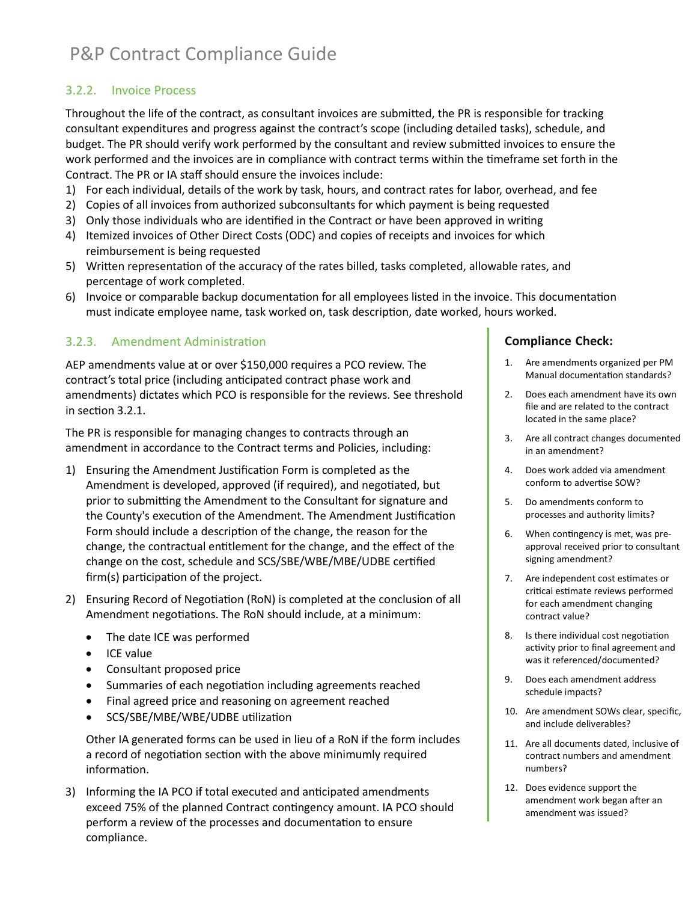### 3.2.2. Invoice Process

Throughout the life of the contract, as consultant invoices are submitted, the PR is responsible for tracking consultant expenditures and progress against the contract's scope (including detailed tasks), schedule, and budget. The PR should verify work performed by the consultant and review submitted invoices to ensure the work performed and the invoices are in compliance with contract terms within the timeframe set forth in the Contract. The PR or IA staff should ensure the invoices include:

1) For each individual, details of the work by task, hours, and contract rates for labor, overhead, and fee
2) Copies of all invoices from authorized subconsultants for which payment is being requested
3) Only those individuals who are identified in the Contract or have been approved in writing
4) Itemized invoices of Other Direct Costs (ODC) and copies of receipts and invoices for which reimbursement is being requested
5) Written representation of the accuracy of the rates billed, tasks completed, allowable rates, and percentage of work completed.
6) Invoice or comparable backup documentation for all employees listed in the invoice. This documentation must indicate employee name, task worked on, task description, date worked, hours worked.

### 3.2.3. Amendment Administration

AEP amendments value at or over $150,000 requires a PCO review. The contract's total price (including anticipated contract phase work and amendments) dictates which PCO is responsible for the reviews. See threshold in section 3.2.1.

The PR is responsible for managing changes to contracts through an amendment in accordance to the Contract terms and Policies, including:

1) Ensuring the Amendment Justification Form is completed as the Amendment is developed, approved (if required), and negotiated, but prior to submitting the Amendment to the Consultant for signature and the County's execution of the Amendment. The Amendment Justification Form should include a description of the change, the reason for the change, the contractual entitlement for the change, and the effect of the change on the cost, schedule and SCS/SBE/WBE/MBE/UDBE certified firm(s) participation of the project.
2) Ensuring Record of Negotiation (RoN) is completed at the conclusion of all Amendment negotiations. The RoN should include, at a minimum:
   - The date ICE was performed
   - ICE value
   - Consultant proposed price
   - Summaries of each negotiation including agreements reached
   - Final agreed price and reasoning on agreement reached
   - SCS/SBE/MBE/WBE/UDBE utilization

   Other IA generated forms can be used in lieu of a RoN if the form includes a record of negotiation section with the above minimally required information.
3) Informing the IA PCO if total executed and anticipated amendments exceed 75% of the planned Contract contingency amount. IA PCO should perform a review of the processes and documentation to ensure compliance.

**Compliance Check:**

1. Are amendments organized per PM Manual documentation standards?
2. Does each amendment have its own file and are related to the contract located in the same place?
3. Are all contract changes documented in an amendment?
4. Does work added via amendment conform to advertise SOW?
5. Do amendments conform to processes and authority limits?
6. When contingency is met, was pre-approval received prior to consultant signing amendment?
7. Are independent cost estimates or critical estimate reviews performed for each amendment changing contract value?
8. Is there individual cost negotiation activity prior to final agreement and was it referenced/documented?
9. Does each amendment address schedule impacts?
10. Are amendment SOWs clear, specific, and include deliverables?
11. Are all documents dated, inclusive of contract numbers and amendment numbers?
12. Does evidence support the amendment work began after an amendment was issued?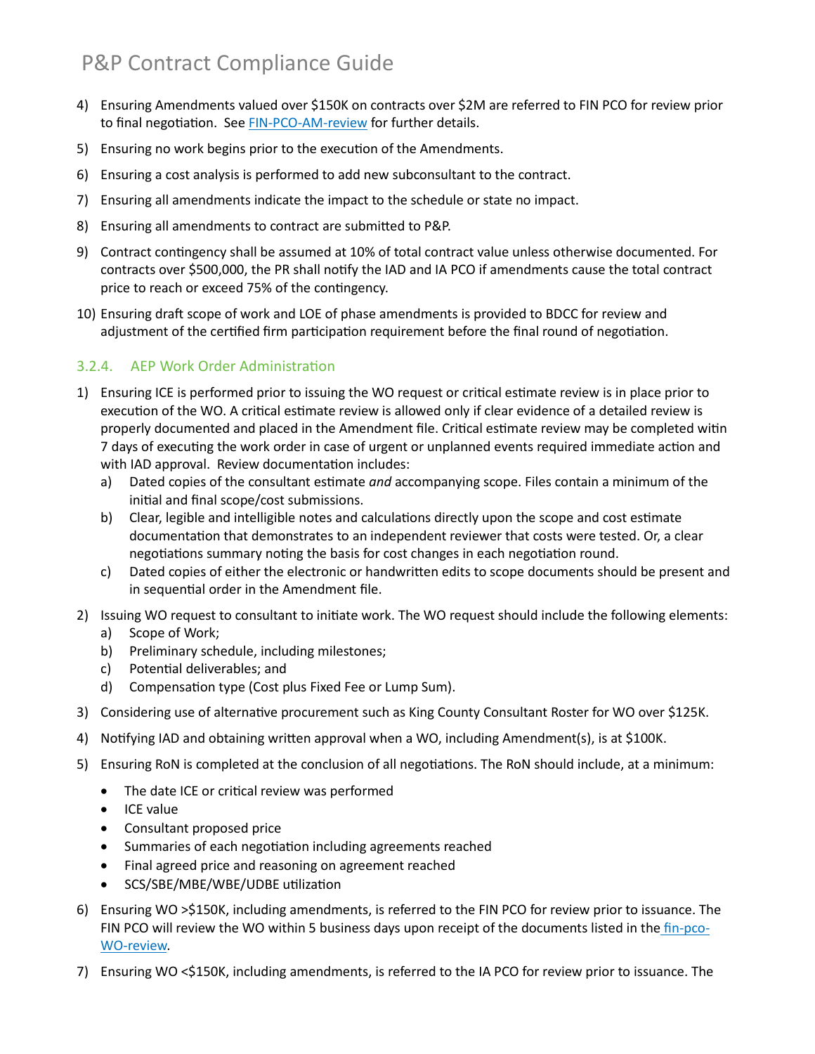4) Ensuring Amendments valued over $150K on contracts over $2M are referred to FIN PCO for review prior to final negotiation. See FIN-PCO-AM-review for further details.

5) Ensuring no work begins prior to the execution of the Amendments.

6) Ensuring a cost analysis is performed to add new subconsultant to the contract.

7) Ensuring all amendments indicate the impact to the schedule or state no impact.

8) Ensuring all amendments to contract are submitted to P&P.

9) Contract contingency shall be assumed at 10% of total contract value unless otherwise documented. For contracts over $500,000, the PR shall notify the IAD and IA PCO if amendments cause the total contract price to reach or exceed 75% of the contingency.

10) Ensuring draft scope of work and LOE of phase amendments is provided to BDCC for review and adjustment of the certified firm participation requirement before the final round of negotiation.

### 3.2.4. AEP Work Order Administration

1) Ensuring ICE is performed prior to issuing the WO request or critical estimate review is in place prior to execution of the WO. A critical estimate review is allowed only if clear evidence of a detailed review is properly documented and placed in the Amendment file. Critical estimate review may be completed witin 7 days of executing the work order in case of urgent or unplanned events required immediate action and with IAD approval. Review documentation includes:
   a) Dated copies of the consultant estimate *and* accompanying scope. Files contain a minimum of the initial and final scope/cost submissions.
   b) Clear, legible and intelligible notes and calculations directly upon the scope and cost estimate documentation that demonstrates to an independent reviewer that costs were tested. Or, a clear negotiations summary noting the basis for cost changes in each negotiation round.
   c) Dated copies of either the electronic or handwritten edits to scope documents should be present and in sequential order in the Amendment file.

2) Issuing WO request to consultant to initiate work. The WO request should include the following elements:
   a) Scope of Work;
   b) Preliminary schedule, including milestones;
   c) Potential deliverables; and
   d) Compensation type (Cost plus Fixed Fee or Lump Sum).

3) Considering use of alternative procurement such as King County Consultant Roster for WO over $125K.

4) Notifying IAD and obtaining written approval when a WO, including Amendment(s), is at $100K.

5) Ensuring RoN is completed at the conclusion of all negotiations. The RoN should include, at a minimum:
   - The date ICE or critical review was performed
   - ICE value
   - Consultant proposed price
   - Summaries of each negotiation including agreements reached
   - Final agreed price and reasoning on agreement reached
   - SCS/SBE/MBE/WBE/UDBE utilization

6) Ensuring WO >$150K, including amendments, is referred to the FIN PCO for review prior to issuance. The FIN PCO will review the WO within 5 business days upon receipt of the documents listed in the fin-pco-WO-review.

7) Ensuring WO <$150K, including amendments, is referred to the IA PCO for review prior to issuance. The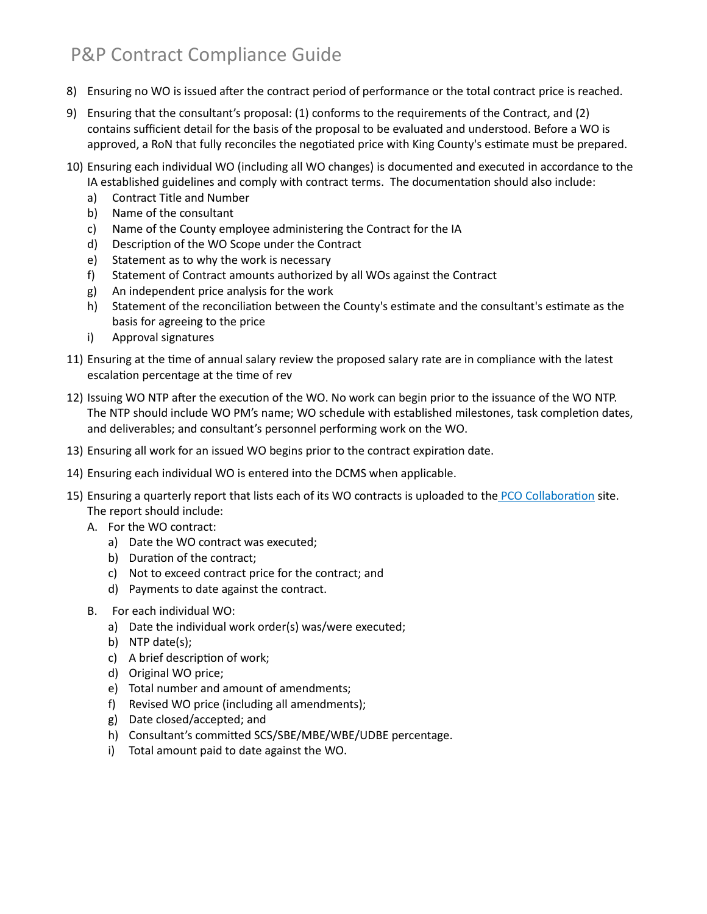8) Ensuring no WO is issued after the contract period of performance or the total contract price is reached.

9) Ensuring that the consultant's proposal: (1) conforms to the requirements of the Contract, and (2) contains sufficient detail for the basis of the proposal to be evaluated and understood. Before a WO is approved, a RoN that fully reconciles the negotiated price with King County's estimate must be prepared.

10) Ensuring each individual WO (including all WO changes) is documented and executed in accordance to the IA established guidelines and comply with contract terms. The documentation should also include:
    a) Contract Title and Number
    b) Name of the consultant
    c) Name of the County employee administering the Contract for the IA
    d) Description of the WO Scope under the Contract
    e) Statement as to why the work is necessary
    f) Statement of Contract amounts authorized by all WOs against the Contract
    g) An independent price analysis for the work
    h) Statement of the reconciliation between the County's estimate and the consultant's estimate as the basis for agreeing to the price
    i) Approval signatures

11) Ensuring at the time of annual salary review the proposed salary rate are in compliance with the latest escalation percentage at the time of rev

12) Issuing WO NTP after the execution of the WO. No work can begin prior to the issuance of the WO NTP. The NTP should include WO PM's name; WO schedule with established milestones, task completion dates, and deliverables; and consultant's personnel performing work on the WO.

13) Ensuring all work for an issued WO begins prior to the contract expiration date.

14) Ensuring each individual WO is entered into the DCMS when applicable.

15) Ensuring a quarterly report that lists each of its WO contracts is uploaded to the PCO Collaboration site. The report should include:
    A. For the WO contract:
        a) Date the WO contract was executed;
        b) Duration of the contract;
        c) Not to exceed contract price for the contract; and
        d) Payments to date against the contract.
    B. For each individual WO:
        a) Date the individual work order(s) was/were executed;
        b) NTP date(s);
        c) A brief description of work;
        d) Original WO price;
        e) Total number and amount of amendments;
        f) Revised WO price (including all amendments);
        g) Date closed/accepted; and
        h) Consultant's committed SCS/SBE/MBE/WBE/UDBE percentage.
        i) Total amount paid to date against the WO.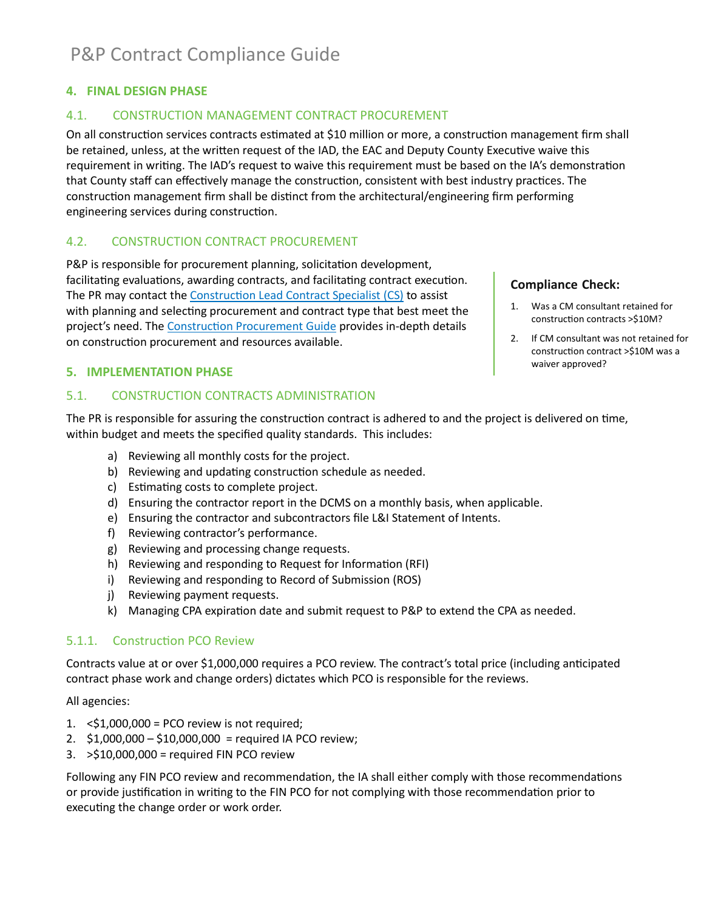## 4. FINAL DESIGN PHASE

### 4.1. CONSTRUCTION MANAGEMENT CONTRACT PROCUREMENT

On all construction services contracts estimated at $10 million or more, a construction management firm shall be retained, unless, at the written request of the IAD, the EAC and Deputy County Executive waive this requirement in writing. The IAD's request to waive this requirement must be based on the IA's demonstration that County staff can effectively manage the construction, consistent with best industry practices. The construction management firm shall be distinct from the architectural/engineering firm performing engineering services during construction.

### 4.2. CONSTRUCTION CONTRACT PROCUREMENT

P&P is responsible for procurement planning, solicitation development, facilitating evaluations, awarding contracts, and facilitating contract execution. The PR may contact the Construction Lead Contract Specialist (CS) to assist with planning and selecting procurement and contract type that best meet the project's need. The Construction Procurement Guide provides in-depth details on construction procurement and resources available.

**Compliance Check:**

1. Was a CM consultant retained for construction contracts >$10M?
2. If CM consultant was not retained for construction contract >$10M was a waiver approved?

## 5. IMPLEMENTATION PHASE

### 5.1. CONSTRUCTION CONTRACTS ADMINISTRATION

The PR is responsible for assuring the construction contract is adhered to and the project is delivered on time, within budget and meets the specified quality standards. This includes:

a) Reviewing all monthly costs for the project.
b) Reviewing and updating construction schedule as needed.
c) Estimating costs to complete project.
d) Ensuring the contractor report in the DCMS on a monthly basis, when applicable.
e) Ensuring the contractor and subcontractors file L&I Statement of Intents.
f) Reviewing contractor's performance.
g) Reviewing and processing change requests.
h) Reviewing and responding to Request for Information (RFI)
i) Reviewing and responding to Record of Submission (ROS)
j) Reviewing payment requests.
k) Managing CPA expiration date and submit request to P&P to extend the CPA as needed.

#### 5.1.1. Construction PCO Review

Contracts value at or over $1,000,000 requires a PCO review. The contract's total price (including anticipated contract phase work and change orders) dictates which PCO is responsible for the reviews.

All agencies:

1. <$1,000,000 = PCO review is not required;
2. $1,000,000 – $10,000,000 = required IA PCO review;
3. >$10,000,000 = required FIN PCO review

Following any FIN PCO review and recommendation, the IA shall either comply with those recommendations or provide justification in writing to the FIN PCO for not complying with those recommendation prior to executing the change order or work order.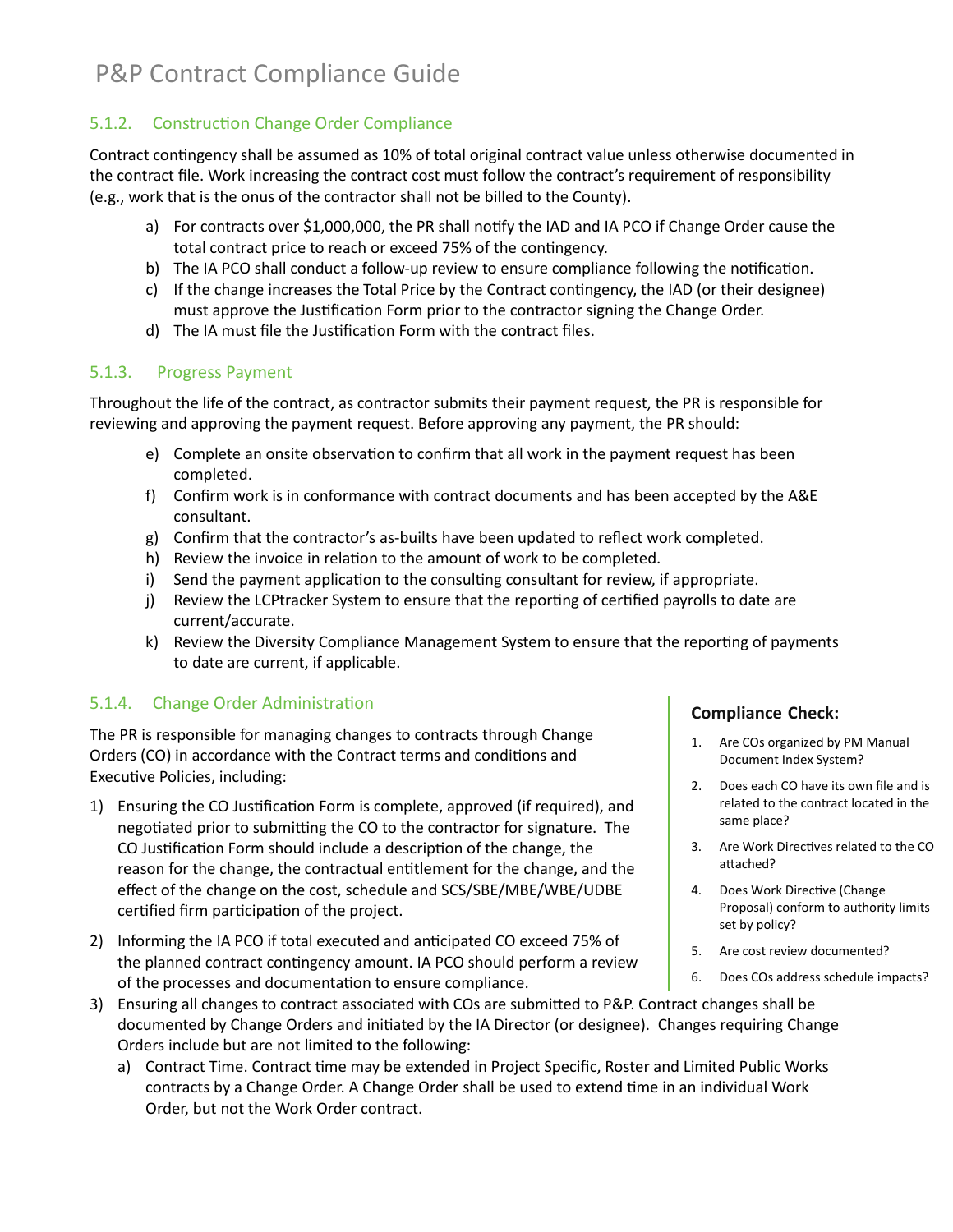### 5.1.2. Construction Change Order Compliance

Contract contingency shall be assumed as 10% of total original contract value unless otherwise documented in the contract file. Work increasing the contract cost must follow the contract's requirement of responsibility (e.g., work that is the onus of the contractor shall not be billed to the County).

a) For contracts over $1,000,000, the PR shall notify the IAD and IA PCO if Change Order cause the total contract price to reach or exceed 75% of the contingency.
b) The IA PCO shall conduct a follow-up review to ensure compliance following the notification.
c) If the change increases the Total Price by the Contract contingency, the IAD (or their designee) must approve the Justification Form prior to the contractor signing the Change Order.
d) The IA must file the Justification Form with the contract files.

### 5.1.3. Progress Payment

Throughout the life of the contract, as contractor submits their payment request, the PR is responsible for reviewing and approving the payment request. Before approving any payment, the PR should:

e) Complete an onsite observation to confirm that all work in the payment request has been completed.
f) Confirm work is in conformance with contract documents and has been accepted by the A&E consultant.
g) Confirm that the contractor's as-builts have been updated to reflect work completed.
h) Review the invoice in relation to the amount of work to be completed.
i) Send the payment application to the consulting consultant for review, if appropriate.
j) Review the LCPtracker System to ensure that the reporting of certified payrolls to date are current/accurate.
k) Review the Diversity Compliance Management System to ensure that the reporting of payments to date are current, if applicable.

### 5.1.4. Change Order Administration

The PR is responsible for managing changes to contracts through Change Orders (CO) in accordance with the Contract terms and conditions and Executive Policies, including:

1) Ensuring the CO Justification Form is complete, approved (if required), and negotiated prior to submitting the CO to the contractor for signature. The CO Justification Form should include a description of the change, the reason for the change, the contractual entitlement for the change, and the effect of the change on the cost, schedule and SCS/SBE/MBE/WBE/UDBE certified firm participation of the project.
2) Informing the IA PCO if total executed and anticipated CO exceed 75% of the planned contract contingency amount. IA PCO should perform a review of the processes and documentation to ensure compliance.
3) Ensuring all changes to contract associated with COs are submitted to P&P. Contract changes shall be documented by Change Orders and initiated by the IA Director (or designee). Changes requiring Change Orders include but are not limited to the following:
   a) Contract Time. Contract time may be extended in Project Specific, Roster and Limited Public Works contracts by a Change Order. A Change Order shall be used to extend time in an individual Work Order, but not the Work Order contract.

**Compliance Check:**

1. Are COs organized by PM Manual Document Index System?
2. Does each CO have its own file and is related to the contract located in the same place?
3. Are Work Directives related to the CO attached?
4. Does Work Directive (Change Proposal) conform to authority limits set by policy?
5. Are cost review documented?
6. Does COs address schedule impacts?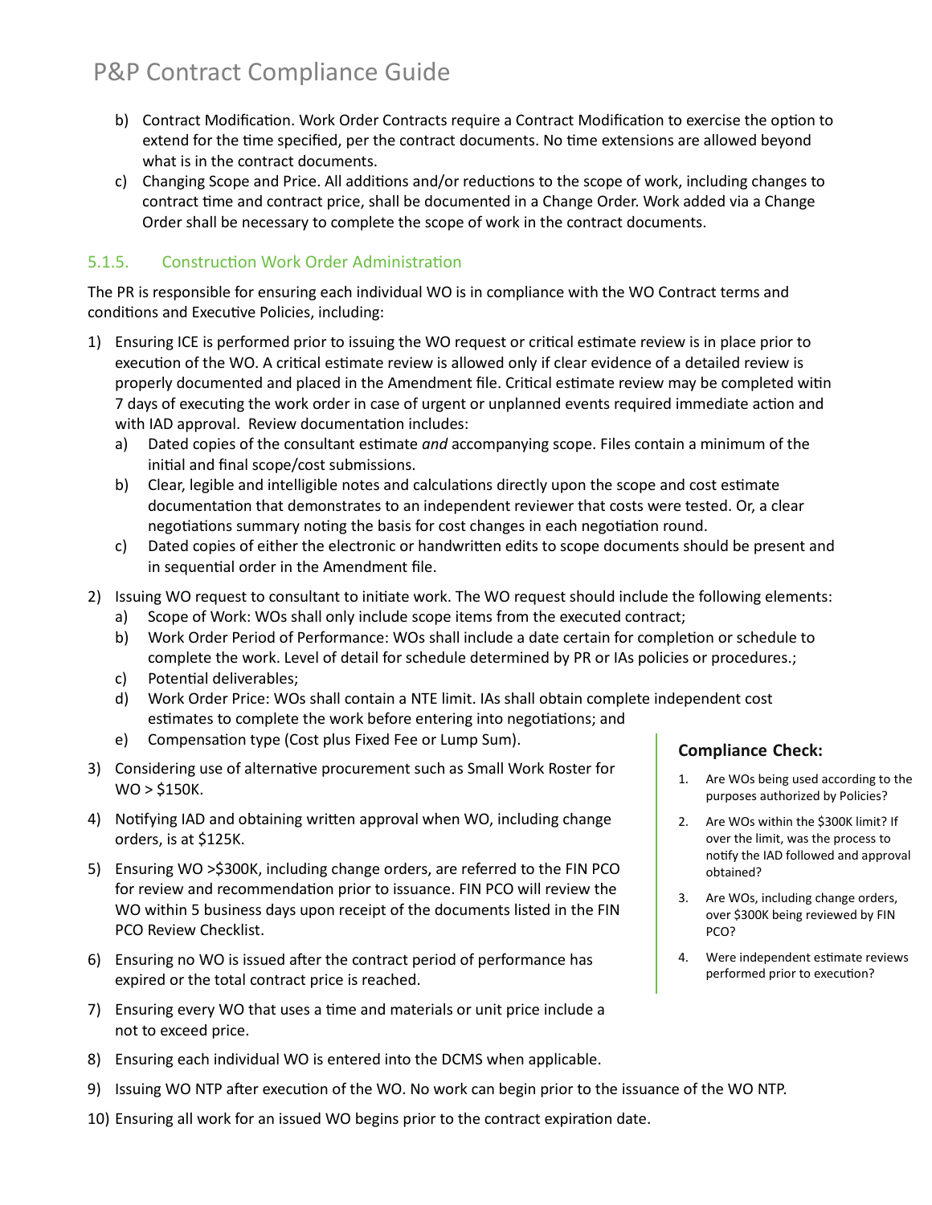b) Contract Modification. Work Order Contracts require a Contract Modification to exercise the option to extend for the time specified, per the contract documents. No time extensions are allowed beyond what is in the contract documents.

c) Changing Scope and Price. All additions and/or reductions to the scope of work, including changes to contract time and contract price, shall be documented in a Change Order. Work added via a Change Order shall be necessary to complete the scope of work in the contract documents.

### 5.1.5. Construction Work Order Administration

The PR is responsible for ensuring each individual WO is in compliance with the WO Contract terms and conditions and Executive Policies, including:

1) Ensuring ICE is performed prior to issuing the WO request or critical estimate review is in place prior to execution of the WO. A critical estimate review is allowed only if clear evidence of a detailed review is properly documented and placed in the Amendment file. Critical estimate review may be completed witin 7 days of executing the work order in case of urgent or unplanned events required immediate action and with IAD approval. Review documentation includes:
   a) Dated copies of the consultant estimate *and* accompanying scope. Files contain a minimum of the initial and final scope/cost submissions.
   b) Clear, legible and intelligible notes and calculations directly upon the scope and cost estimate documentation that demonstrates to an independent reviewer that costs were tested. Or, a clear negotiations summary noting the basis for cost changes in each negotiation round.
   c) Dated copies of either the electronic or handwritten edits to scope documents should be present and in sequential order in the Amendment file.
2) Issuing WO request to consultant to initiate work. The WO request should include the following elements:
   a) Scope of Work: WOs shall only include scope items from the executed contract;
   b) Work Order Period of Performance: WOs shall include a date certain for completion or schedule to complete the work. Level of detail for schedule determined by PR or IAs policies or procedures.;
   c) Potential deliverables;
   d) Work Order Price: WOs shall contain a NTE limit. IAs shall obtain complete independent cost estimates to complete the work before entering into negotiations; and
   e) Compensation type (Cost plus Fixed Fee or Lump Sum).
3) Considering use of alternative procurement such as Small Work Roster for WO > $150K.
4) Notifying IAD and obtaining written approval when WO, including change orders, is at $125K.
5) Ensuring WO >$300K, including change orders, are referred to the FIN PCO for review and recommendation prior to issuance. FIN PCO will review the WO within 5 business days upon receipt of the documents listed in the FIN PCO Review Checklist.
6) Ensuring no WO is issued after the contract period of performance has expired or the total contract price is reached.
7) Ensuring every WO that uses a time and materials or unit price include a not to exceed price.
8) Ensuring each individual WO is entered into the DCMS when applicable.
9) Issuing WO NTP after execution of the WO. No work can begin prior to the issuance of the WO NTP.
10) Ensuring all work for an issued WO begins prior to the contract expiration date.

**Compliance Check:**

1. Are WOs being used according to the purposes authorized by Policies?
2. Are WOs within the $300K limit? If over the limit, was the process to notify the IAD followed and approval obtained?
3. Are WOs, including change orders, over $300K being reviewed by FIN PCO?
4. Were independent estimate reviews performed prior to execution?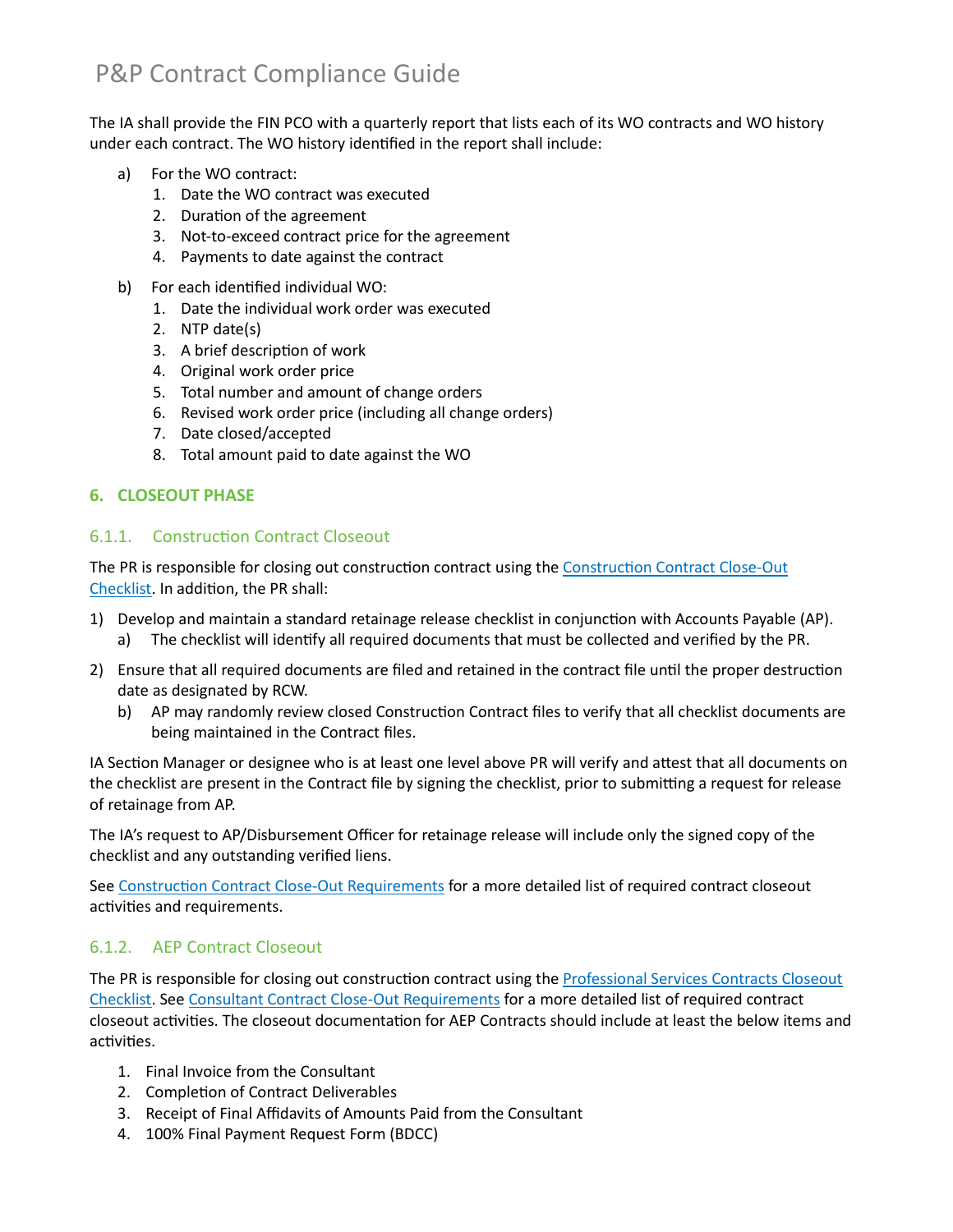The IA shall provide the FIN PCO with a quarterly report that lists each of its WO contracts and WO history under each contract. The WO history identified in the report shall include:

a) For the WO contract:
    1. Date the WO contract was executed
    2. Duration of the agreement
    3. Not-to-exceed contract price for the agreement
    4. Payments to date against the contract

b) For each identified individual WO:
    1. Date the individual work order was executed
    2. NTP date(s)
    3. A brief description of work
    4. Original work order price
    5. Total number and amount of change orders
    6. Revised work order price (including all change orders)
    7. Date closed/accepted
    8. Total amount paid to date against the WO

## 6. CLOSEOUT PHASE

### 6.1.1. Construction Contract Closeout

The PR is responsible for closing out construction contract using the Construction Contract Close-Out Checklist. In addition, the PR shall:

1) Develop and maintain a standard retainage release checklist in conjunction with Accounts Payable (AP).
    a) The checklist will identify all required documents that must be collected and verified by the PR.
2) Ensure that all required documents are filed and retained in the contract file until the proper destruction date as designated by RCW.
    b) AP may randomly review closed Construction Contract files to verify that all checklist documents are being maintained in the Contract files.

IA Section Manager or designee who is at least one level above PR will verify and attest that all documents on the checklist are present in the Contract file by signing the checklist, prior to submitting a request for release of retainage from AP.

The IA's request to AP/Disbursement Officer for retainage release will include only the signed copy of the checklist and any outstanding verified liens.

See Construction Contract Close-Out Requirements for a more detailed list of required contract closeout activities and requirements.

### 6.1.2. AEP Contract Closeout

The PR is responsible for closing out construction contract using the Professional Services Contracts Closeout Checklist. See Consultant Contract Close-Out Requirements for a more detailed list of required contract closeout activities. The closeout documentation for AEP Contracts should include at least the below items and activities.

1. Final Invoice from the Consultant
2. Completion of Contract Deliverables
3. Receipt of Final Affidavits of Amounts Paid from the Consultant
4. 100% Final Payment Request Form (BDCC)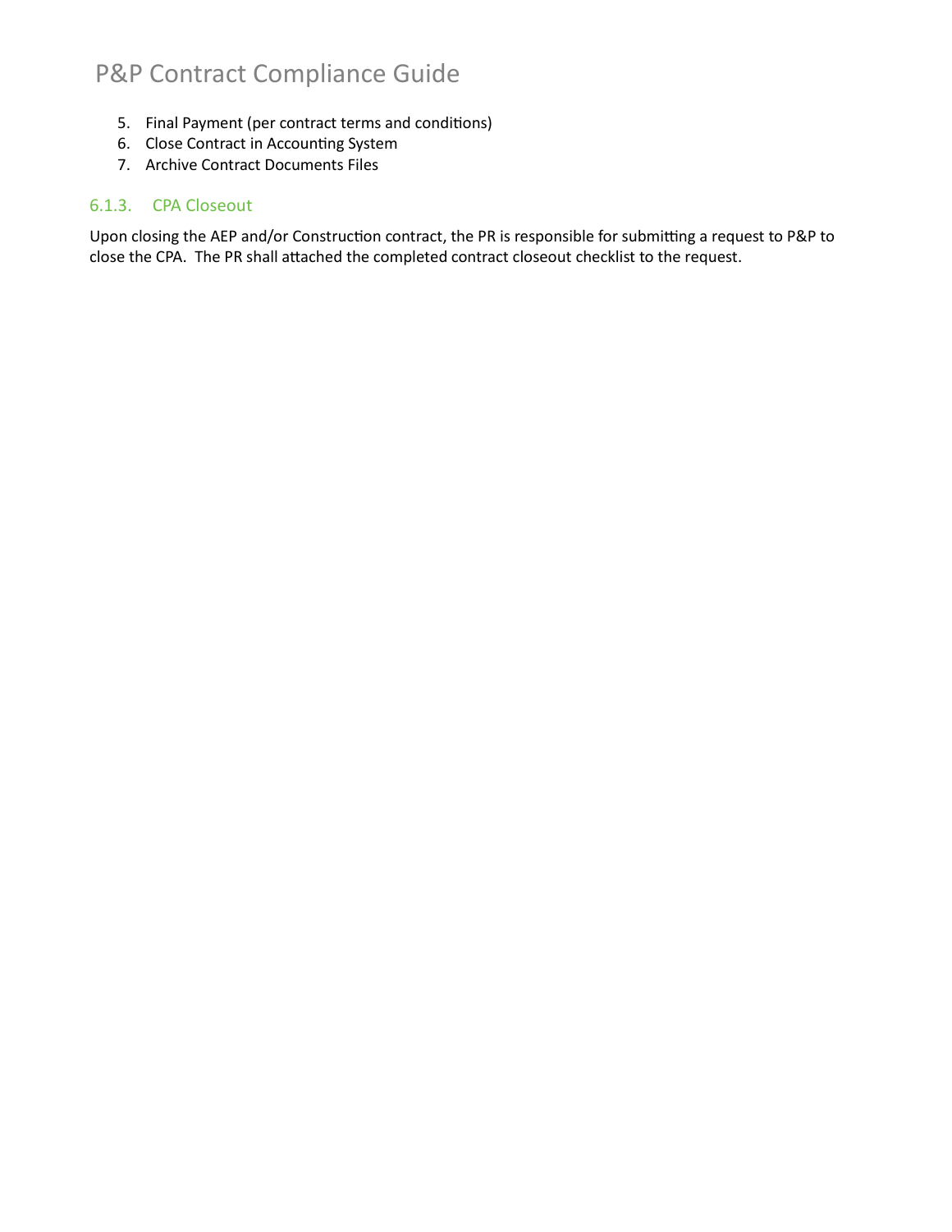5. Final Payment (per contract terms and conditions)
6. Close Contract in Accounting System
7. Archive Contract Documents Files

### 6.1.3. CPA Closeout

Upon closing the AEP and/or Construction contract, the PR is responsible for submitting a request to P&P to close the CPA. The PR shall attached the completed contract closeout checklist to the request.